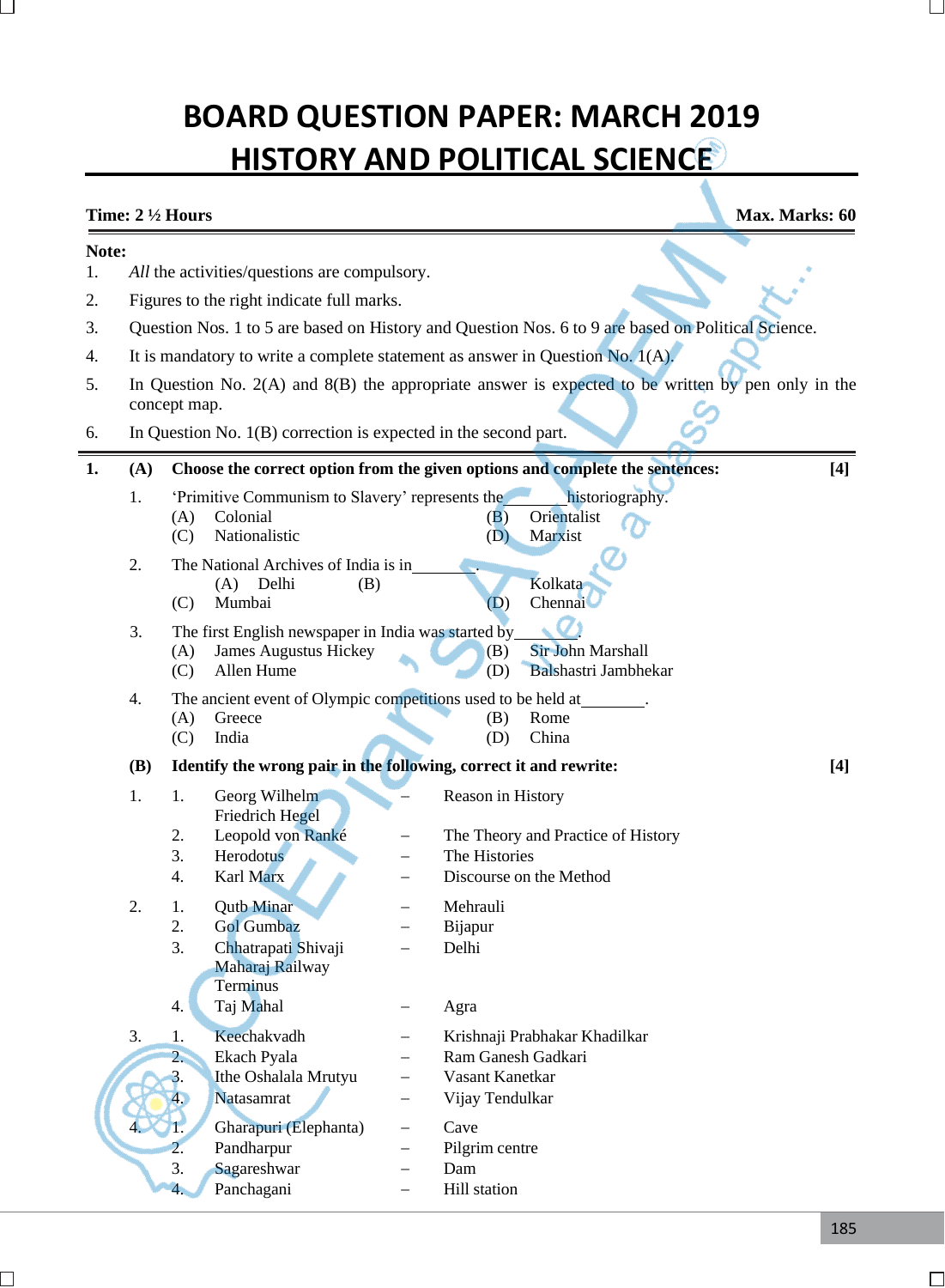# BOARD QUESTION PAPER: MARCH 2019
# HISTORY AND POLITICAL SCIENCE

**Time: 2 ½ Hours** | **Max. Marks: 60**

**Note:**

1. *All* the activities/questions are compulsory.
2. Figures to the right indicate full marks.
3. Question Nos. 1 to 5 are based on History and Question Nos. 6 to 9 are based on Political Science.
4. It is mandatory to write a complete statement as answer in Question No. 1(A).
5. In Question No. 2(A) and 8(B) the appropriate answer is expected to be written by pen only in the concept map.
6. In Question No. 1(B) correction is expected in the second part.

---

**1. (A) Choose the correct option from the given options and complete the sentences: [4]**

1. 'Primitive Communism to Slavery' represents the ________ historiography.
   (A) Colonial  (B) Orientalist
   (C) Nationalistic  (D) Marxist

2. The National Archives of India is in ________.
   (A) Delhi  (B) Kolkata
   (C) Mumbai  (D) Chennai

3. The first English newspaper in India was started by ________.
   (A) James Augustus Hickey  (B) Sir John Marshall
   (C) Allen Hume  (D) Balshastri Jambhekar

4. The ancient event of Olympic competitions used to be held at ________.
   (A) Greece  (B) Rome
   (C) India  (D) China

**(B) Identify the wrong pair in the following, correct it and rewrite: [4]**

1.
   1. Georg Wilhelm Friedrich Hegel – Reason in History
   2. Leopold von Ranké – The Theory and Practice of History
   3. Herodotus – The Histories
   4. Karl Marx – Discourse on the Method

2.
   1. Qutb Minar – Mehrauli
   2. Gol Gumbaz – Bijapur
   3. Chhatrapati Shivaji Maharaj Railway Terminus – Delhi
   4. Taj Mahal – Agra

3.
   1. Keechakvadh – Krishnaji Prabhakar Khadilkar
   2. Ekach Pyala – Ram Ganesh Gadkari
   3. Ithe Oshalala Mrutyu – Vasant Kanetkar
   4. Natasamrat – Vijay Tendulkar

4.
   1. Gharapuri (Elephanta) – Cave
   2. Pandharpur – Pilgrim centre
   3. Sagareshwar – Dam
   4. Panchagani – Hill station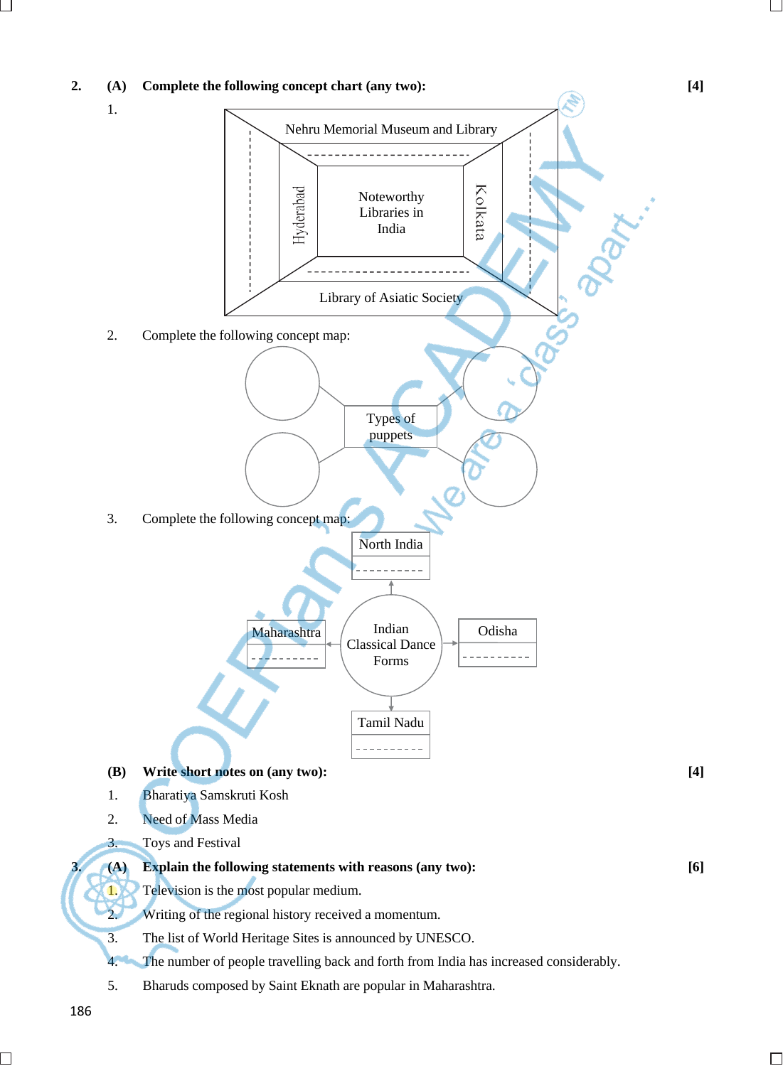**2. (A) Complete the following concept chart (any two):** **[4]**

1.

- Noteworthy Libraries in India
  - Nehru Memorial Museum and Library
  - Hyderabad: ----------
  - Kolkata: ----------
  - Library of Asiatic Society
  - ----------
  - ----------

2. Complete the following concept map:

- Types of puppets
  - ( )
  - ( )
  - ( )
  - ( )

3. Complete the following concept map:

- Indian Classical Dance Forms
  - North India: ----------
  - Maharashtra: ----------
  - Odisha: ----------
  - Tamil Nadu: ----------

**(B) Write short notes on (any two):** **[4]**

1. Bharatiya Samskruti Kosh
2. Need of Mass Media
3. Toys and Festival

**3. (A) Explain the following statements with reasons (any two):** **[6]**

1. Television is the most popular medium.
2. Writing of the regional history received a momentum.
3. The list of World Heritage Sites is announced by UNESCO.
4. The number of people travelling back and forth from India has increased considerably.
5. Bharuds composed by Saint Eknath are popular in Maharashtra.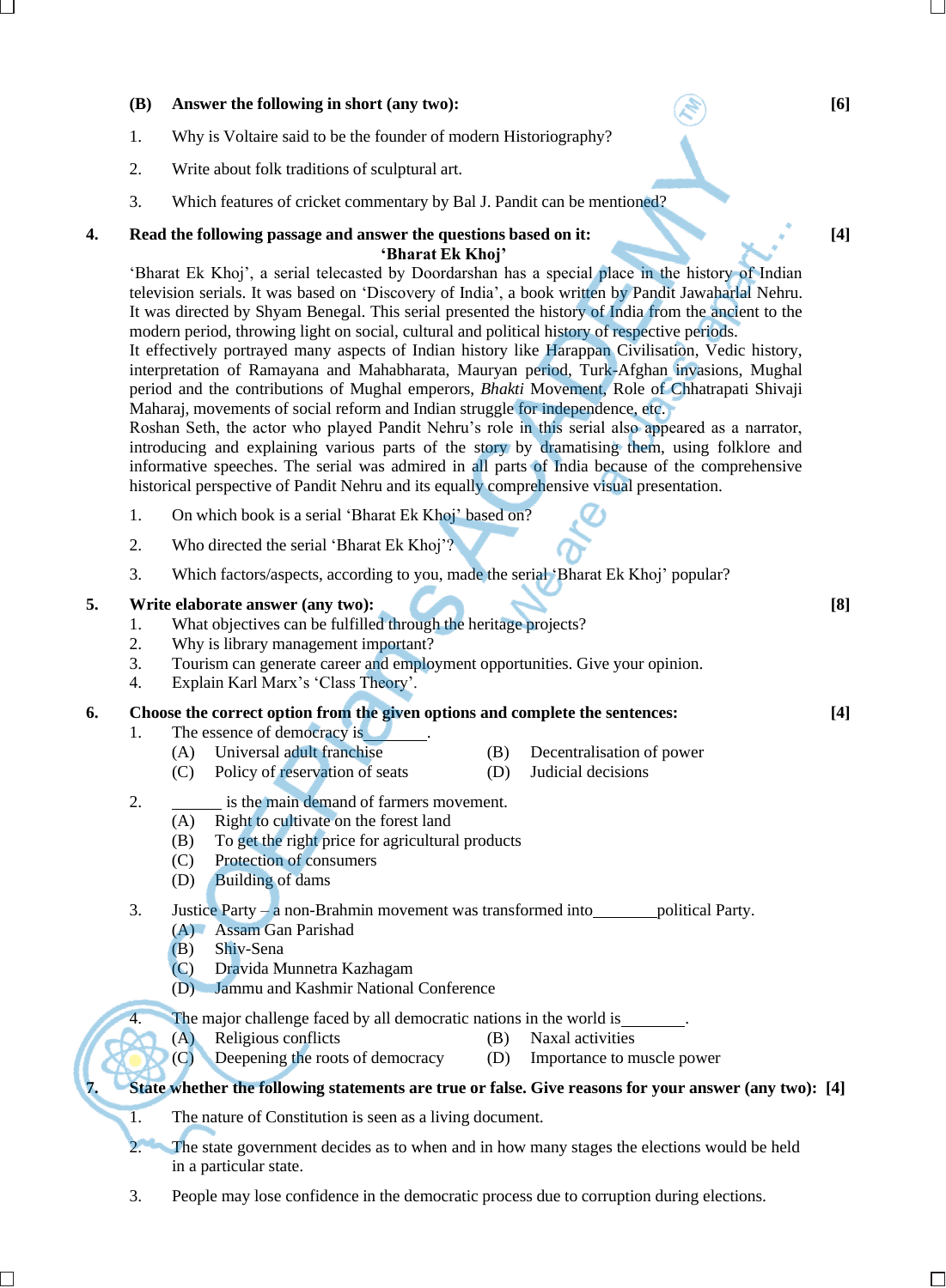**(B) Answer the following in short (any two):** **[6]**

1. Why is Voltaire said to be the founder of modern Historiography?
2. Write about folk traditions of sculptural art.
3. Which features of cricket commentary by Bal J. Pandit can be mentioned?

**4. Read the following passage and answer the questions based on it:** **[4]**

**'Bharat Ek Khoj'**

'Bharat Ek Khoj', a serial telecasted by Doordarshan has a special place in the history of Indian television serials. It was based on 'Discovery of India', a book written by Pandit Jawaharlal Nehru. It was directed by Shyam Benegal. This serial presented the history of India from the ancient to the modern period, throwing light on social, cultural and political history of respective periods.

It effectively portrayed many aspects of Indian history like Harappan Civilisation, Vedic history, interpretation of Ramayana and Mahabharata, Mauryan period, Turk-Afghan invasions, Mughal period and the contributions of Mughal emperors, *Bhakti* Movement, Role of Chhatrapati Shivaji Maharaj, movements of social reform and Indian struggle for independence, etc.

Roshan Seth, the actor who played Pandit Nehru's role in this serial also appeared as a narrator, introducing and explaining various parts of the story by dramatising them, using folklore and informative speeches. The serial was admired in all parts of India because of the comprehensive historical perspective of Pandit Nehru and its equally comprehensive visual presentation.

1. On which book is a serial 'Bharat Ek Khoj' based on?
2. Who directed the serial 'Bharat Ek Khoj'?
3. Which factors/aspects, according to you, made the serial 'Bharat Ek Khoj' popular?

**5. Write elaborate answer (any two):** **[8]**

1. What objectives can be fulfilled through the heritage projects?
2. Why is library management important?
3. Tourism can generate career and employment opportunities. Give your opinion.
4. Explain Karl Marx's 'Class Theory'.

**6. Choose the correct option from the given options and complete the sentences:** **[4]**

1. The essence of democracy is________.
   (A) Universal adult franchise
   (B) Decentralisation of power
   (C) Policy of reservation of seats
   (D) Judicial decisions

2. ______ is the main demand of farmers movement.
   (A) Right to cultivate on the forest land
   (B) To get the right price for agricultural products
   (C) Protection of consumers
   (D) Building of dams

3. Justice Party – a non-Brahmin movement was transformed into________political Party.
   (A) Assam Gan Parishad
   (B) Shiv-Sena
   (C) Dravida Munnetra Kazhagam
   (D) Jammu and Kashmir National Conference

4. The major challenge faced by all democratic nations in the world is________.
   (A) Religious conflicts
   (B) Naxal activities
   (C) Deepening the roots of democracy
   (D) Importance to muscle power

**7. State whether the following statements are true or false. Give reasons for your answer (any two):** **[4]**

1. The nature of Constitution is seen as a living document.
2. The state government decides as to when and in how many stages the elections would be held in a particular state.
3. People may lose confidence in the democratic process due to corruption during elections.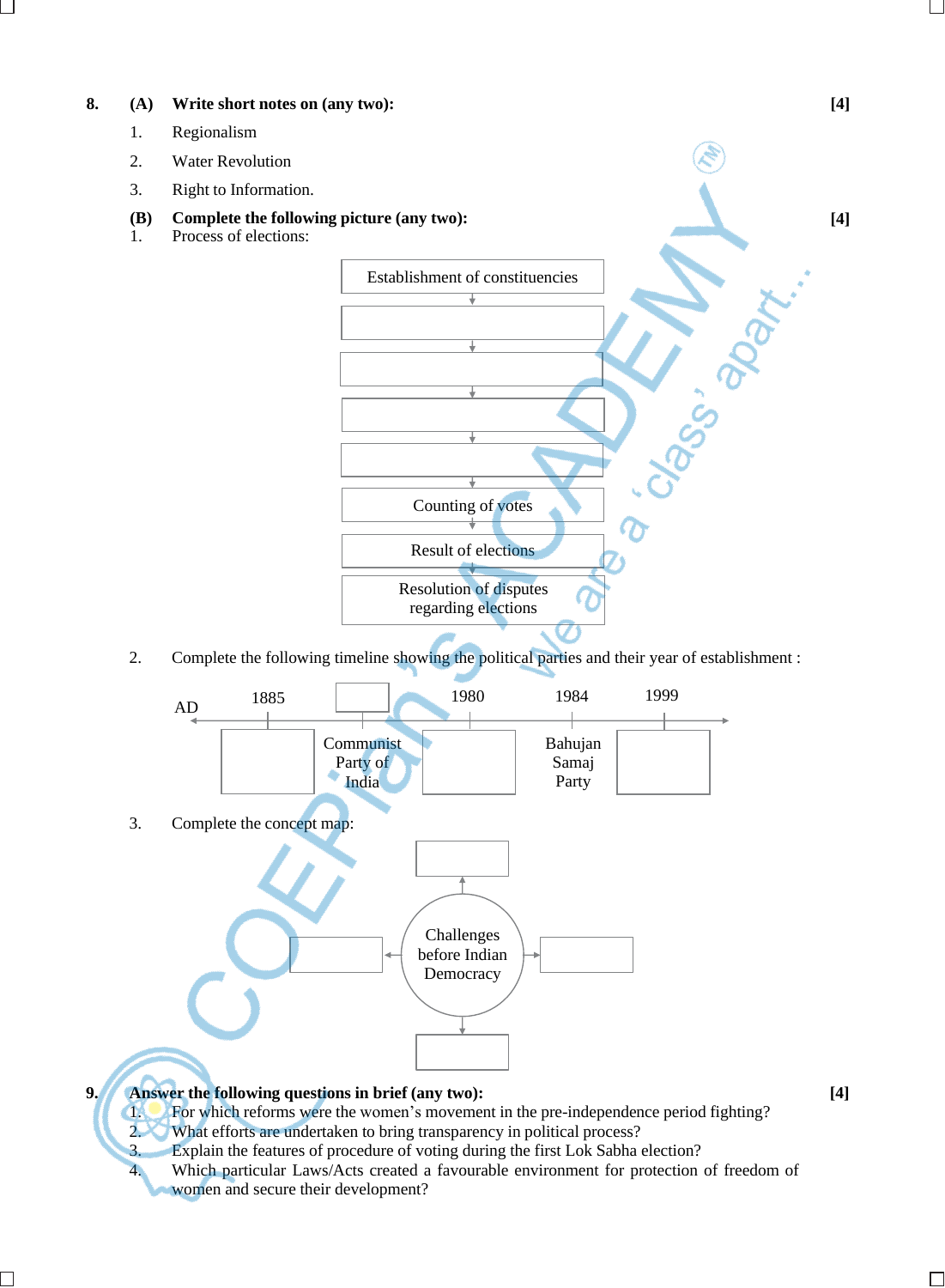**8. (A) Write short notes on (any two):** **[4]**

1. Regionalism
2. Water Revolution
3. Right to Information.

**(B) Complete the following picture (any two):** **[4]**

1. Process of elections:

Establishment of constituencies
↓
(blank)
↓
(blank)
↓
(blank)
↓
(blank)
↓
Counting of votes
↓
Result of elections
↓
Resolution of disputes regarding elections

2. Complete the following timeline showing the political parties and their year of establishment :

AD

1885 — (blank)

(blank) — Communist Party of India

1980 — (blank)

1984 — Bahujan Samaj Party

1999 — (blank)

3. Complete the concept map:

Challenges before Indian Democracy

(four blank boxes)

**9. Answer the following questions in brief (any two):** **[4]**

1. For which reforms were the women's movement in the pre-independence period fighting?
2. What efforts are undertaken to bring transparency in political process?
3. Explain the features of procedure of voting during the first Lok Sabha election?
4. Which particular Laws/Acts created a favourable environment for protection of freedom of women and secure their development?